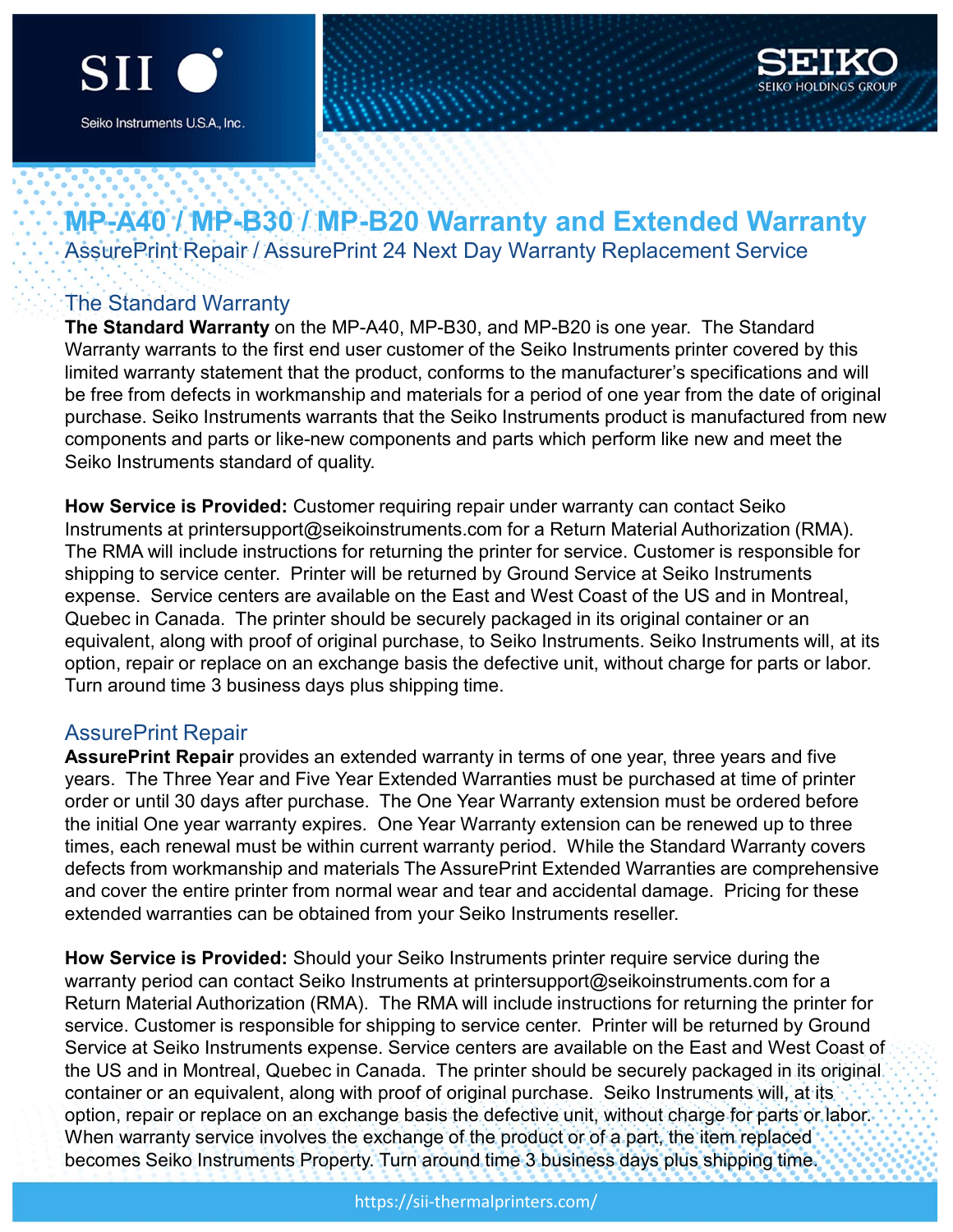SII Seiko Instruments U.S.A., Inc.

SEIKO
SEIKO HOLDINGS GROUP

# MP-A40 / MP-B30 / MP-B20 Warranty and Extended Warranty

AssurePrint Repair / AssurePrint 24 Next Day Warranty Replacement Service

## The Standard Warranty

**The Standard Warranty** on the MP-A40, MP-B30, and MP-B20 is one year. The Standard Warranty warrants to the first end user customer of the Seiko Instruments printer covered by this limited warranty statement that the product, conforms to the manufacturer's specifications and will be free from defects in workmanship and materials for a period of one year from the date of original purchase. Seiko Instruments warrants that the Seiko Instruments product is manufactured from new components and parts or like-new components and parts which perform like new and meet the Seiko Instruments standard of quality.

**How Service is Provided:** Customer requiring repair under warranty can contact Seiko Instruments at printersupport@seikoinstruments.com for a Return Material Authorization (RMA). The RMA will include instructions for returning the printer for service. Customer is responsible for shipping to service center. Printer will be returned by Ground Service at Seiko Instruments expense. Service centers are available on the East and West Coast of the US and in Montreal, Quebec in Canada. The printer should be securely packaged in its original container or an equivalent, along with proof of original purchase, to Seiko Instruments. Seiko Instruments will, at its option, repair or replace on an exchange basis the defective unit, without charge for parts or labor. Turn around time 3 business days plus shipping time.

## AssurePrint Repair

**AssurePrint Repair** provides an extended warranty in terms of one year, three years and five years. The Three Year and Five Year Extended Warranties must be purchased at time of printer order or until 30 days after purchase. The One Year Warranty extension must be ordered before the initial One year warranty expires. One Year Warranty extension can be renewed up to three times, each renewal must be within current warranty period. While the Standard Warranty covers defects from workmanship and materials The AssurePrint Extended Warranties are comprehensive and cover the entire printer from normal wear and tear and accidental damage. Pricing for these extended warranties can be obtained from your Seiko Instruments reseller.

**How Service is Provided:** Should your Seiko Instruments printer require service during the warranty period can contact Seiko Instruments at printersupport@seikoinstruments.com for a Return Material Authorization (RMA). The RMA will include instructions for returning the printer for service. Customer is responsible for shipping to service center. Printer will be returned by Ground Service at Seiko Instruments expense. Service centers are available on the East and West Coast of the US and in Montreal, Quebec in Canada. The printer should be securely packaged in its original container or an equivalent, along with proof of original purchase. Seiko Instruments will, at its option, repair or replace on an exchange basis the defective unit, without charge for parts or labor. When warranty service involves the exchange of the product or of a part, the item replaced becomes Seiko Instruments Property. Turn around time 3 business days plus shipping time.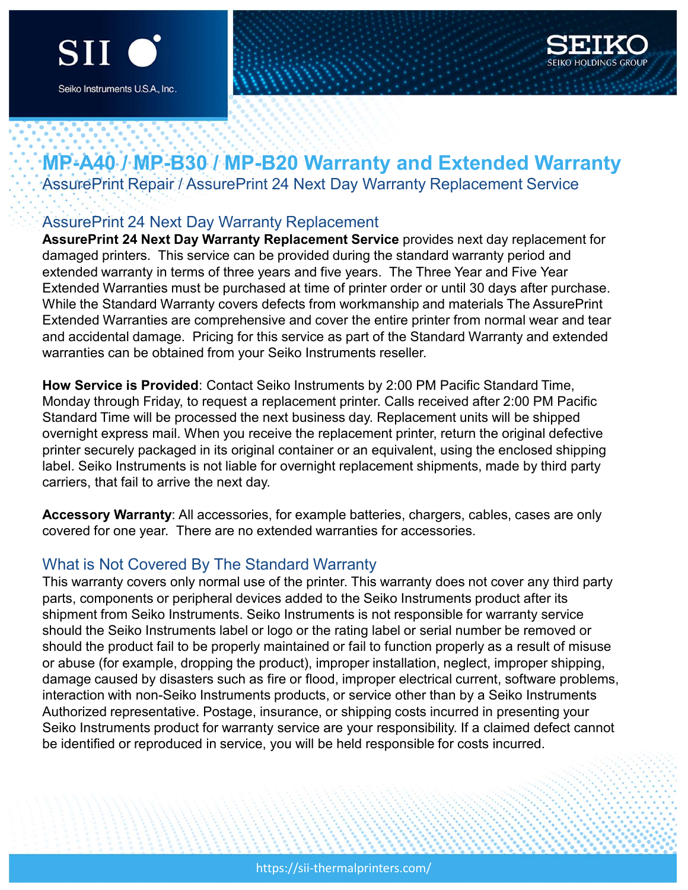# MP-A40 / MP-B30 / MP-B20 Warranty and Extended Warranty

AssurePrint Repair / AssurePrint 24 Next Day Warranty Replacement Service

## AssurePrint 24 Next Day Warranty Replacement

**AssurePrint 24 Next Day Warranty Replacement Service** provides next day replacement for damaged printers. This service can be provided during the standard warranty period and extended warranty in terms of three years and five years. The Three Year and Five Year Extended Warranties must be purchased at time of printer order or until 30 days after purchase. While the Standard Warranty covers defects from workmanship and materials The AssurePrint Extended Warranties are comprehensive and cover the entire printer from normal wear and tear and accidental damage. Pricing for this service as part of the Standard Warranty and extended warranties can be obtained from your Seiko Instruments reseller.

**How Service is Provided**: Contact Seiko Instruments by 2:00 PM Pacific Standard Time, Monday through Friday, to request a replacement printer. Calls received after 2:00 PM Pacific Standard Time will be processed the next business day. Replacement units will be shipped overnight express mail. When you receive the replacement printer, return the original defective printer securely packaged in its original container or an equivalent, using the enclosed shipping label. Seiko Instruments is not liable for overnight replacement shipments, made by third party carriers, that fail to arrive the next day.

**Accessory Warranty**: All accessories, for example batteries, chargers, cables, cases are only covered for one year. There are no extended warranties for accessories.

## What is Not Covered By The Standard Warranty

This warranty covers only normal use of the printer. This warranty does not cover any third party parts, components or peripheral devices added to the Seiko Instruments product after its shipment from Seiko Instruments. Seiko Instruments is not responsible for warranty service should the Seiko Instruments label or logo or the rating label or serial number be removed or should the product fail to be properly maintained or fail to function properly as a result of misuse or abuse (for example, dropping the product), improper installation, neglect, improper shipping, damage caused by disasters such as fire or flood, improper electrical current, software problems, interaction with non-Seiko Instruments products, or service other than by a Seiko Instruments Authorized representative. Postage, insurance, or shipping costs incurred in presenting your Seiko Instruments product for warranty service are your responsibility. If a claimed defect cannot be identified or reproduced in service, you will be held responsible for costs incurred.